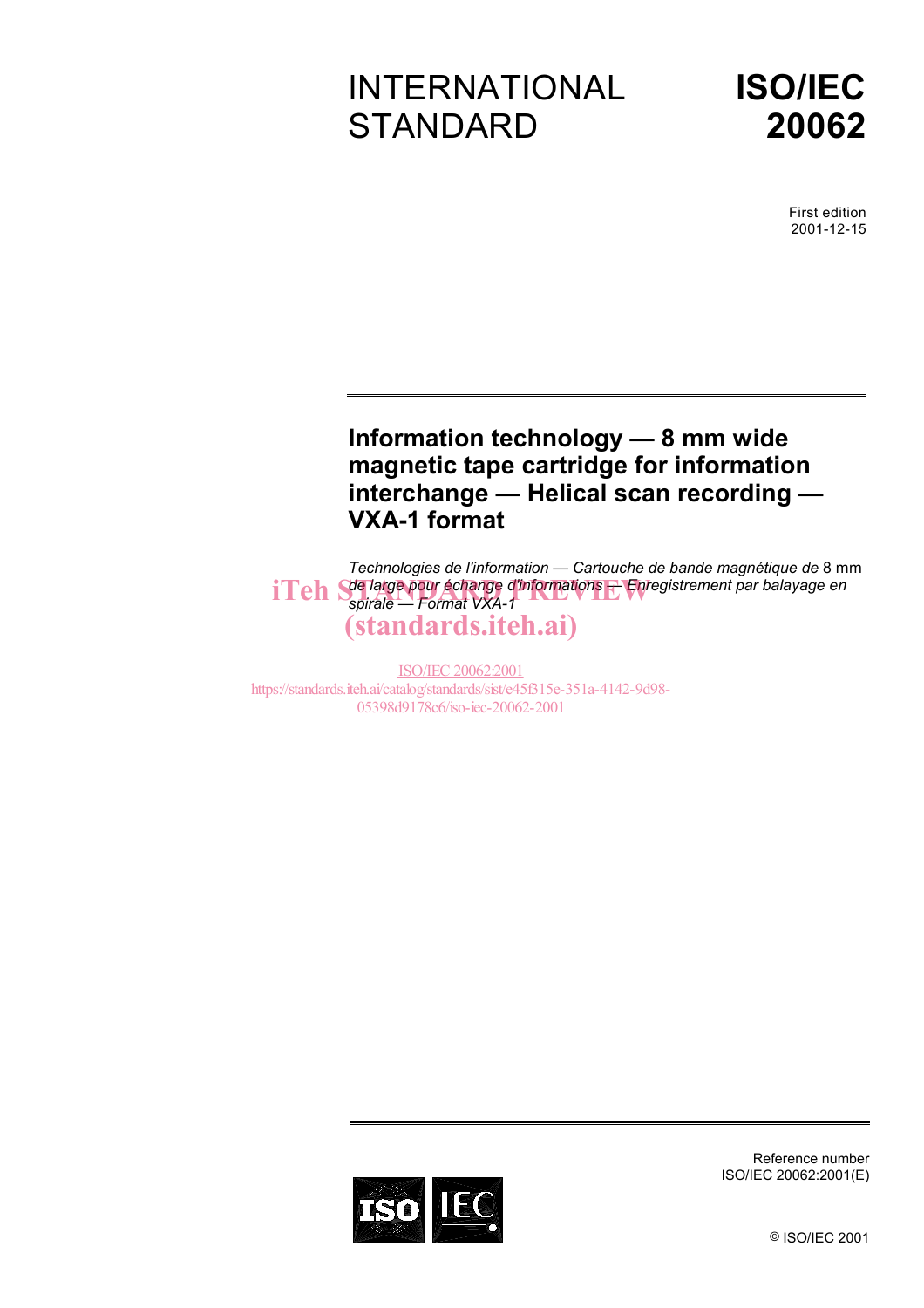INTERNATIONAL STANDARD

**ISO/IEC 20062**

First edition
2001-12-15

# Information technology — 8 mm wide magnetic tape cartridge for information interchange — Helical scan recording — VXA-1 format

*Technologies de l'information — Cartouche de bande magnétique de* 8 mm *de large pour échange d'informations — Enregistrement par balayage en spirale — Format VXA-1*

iTeh STANDARD PREVIEW
(standards.iteh.ai)

ISO/IEC 20062:2001
https://standards.iteh.ai/catalog/standards/sist/e45f315e-351a-4142-9d98-05398d9178c6/iso-iec-20062-2001

Reference number
ISO/IEC 20062:2001(E)

© ISO/IEC 2001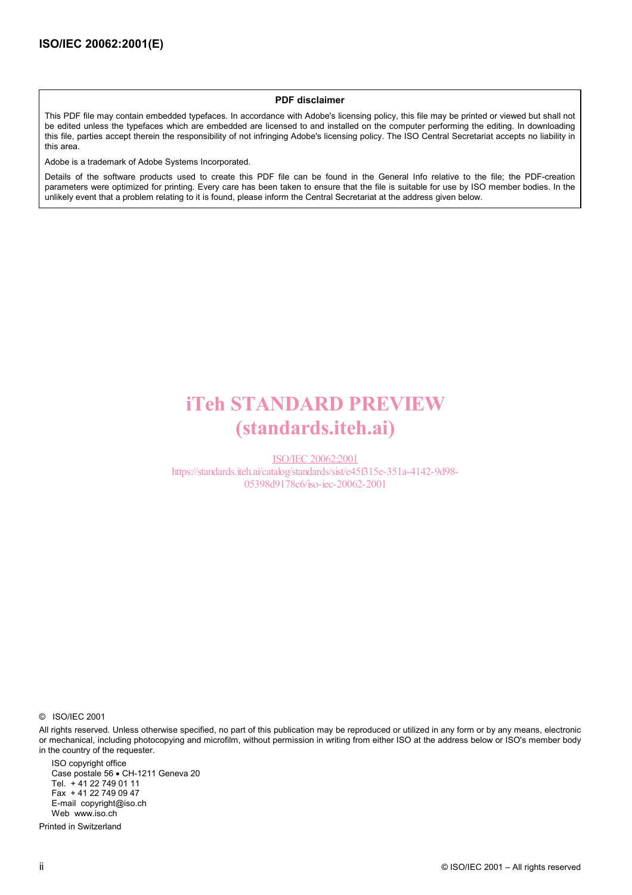**PDF disclaimer**

This PDF file may contain embedded typefaces. In accordance with Adobe's licensing policy, this file may be printed or viewed but shall not be edited unless the typefaces which are embedded are licensed to and installed on the computer performing the editing. In downloading this file, parties accept therein the responsibility of not infringing Adobe's licensing policy. The ISO Central Secretariat accepts no liability in this area.

Adobe is a trademark of Adobe Systems Incorporated.

Details of the software products used to create this PDF file can be found in the General Info relative to the file; the PDF-creation parameters were optimized for printing. Every care has been taken to ensure that the file is suitable for use by ISO member bodies. In the unlikely event that a problem relating to it is found, please inform the Central Secretariat at the address given below.

iTeh STANDARD PREVIEW
(standards.iteh.ai)

ISO/IEC 20062:2001
https://standards.iteh.ai/catalog/standards/sist/e45f315e-351a-4142-9d98-05398d9178c6/iso-iec-20062-2001

© ISO/IEC 2001

All rights reserved. Unless otherwise specified, no part of this publication may be reproduced or utilized in any form or by any means, electronic or mechanical, including photocopying and microfilm, without permission in writing from either ISO at the address below or ISO's member body in the country of the requester.

ISO copyright office
Case postale 56 • CH-1211 Geneva 20
Tel. + 41 22 749 01 11
Fax + 41 22 749 09 47
E-mail copyright@iso.ch
Web www.iso.ch

Printed in Switzerland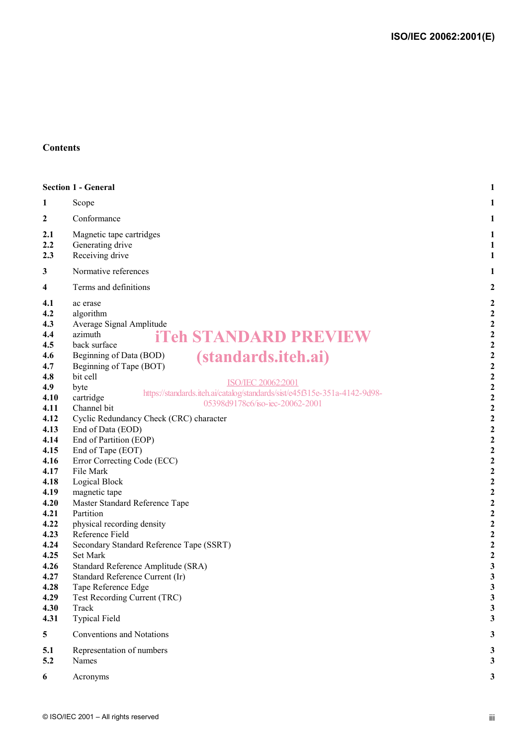## Contents

| | | |
|---|---|---|
| **Section 1 - General** | | **1** |
| **1** | Scope | **1** |
| **2** | Conformance | **1** |
| **2.1** | Magnetic tape cartridges | **1** |
| **2.2** | Generating drive | **1** |
| **2.3** | Receiving drive | **1** |
| **3** | Normative references | **1** |
| **4** | Terms and definitions | **2** |
| **4.1** | ac erase | **2** |
| **4.2** | algorithm | **2** |
| **4.3** | Average Signal Amplitude | **2** |
| **4.4** | azimuth | **2** |
| **4.5** | back surface | **2** |
| **4.6** | Beginning of Data (BOD) | **2** |
| **4.7** | Beginning of Tape (BOT) | **2** |
| **4.8** | bit cell | **2** |
| **4.9** | byte | **2** |
| **4.10** | cartridge | **2** |
| **4.11** | Channel bit | **2** |
| **4.12** | Cyclic Redundancy Check (CRC) character | **2** |
| **4.13** | End of Data (EOD) | **2** |
| **4.14** | End of Partition (EOP) | **2** |
| **4.15** | End of Tape (EOT) | **2** |
| **4.16** | Error Correcting Code (ECC) | **2** |
| **4.17** | File Mark | **2** |
| **4.18** | Logical Block | **2** |
| **4.19** | magnetic tape | **2** |
| **4.20** | Master Standard Reference Tape | **2** |
| **4.21** | Partition | **2** |
| **4.22** | physical recording density | **2** |
| **4.23** | Reference Field | **2** |
| **4.24** | Secondary Standard Reference Tape (SSRT) | **2** |
| **4.25** | Set Mark | **2** |
| **4.26** | Standard Reference Amplitude (SRA) | **3** |
| **4.27** | Standard Reference Current (Ir) | **3** |
| **4.28** | Tape Reference Edge | **3** |
| **4.29** | Test Recording Current (TRC) | **3** |
| **4.30** | Track | **3** |
| **4.31** | Typical Field | **3** |
| **5** | Conventions and Notations | **3** |
| **5.1** | Representation of numbers | **3** |
| **5.2** | Names | **3** |
| **6** | Acronyms | **3** |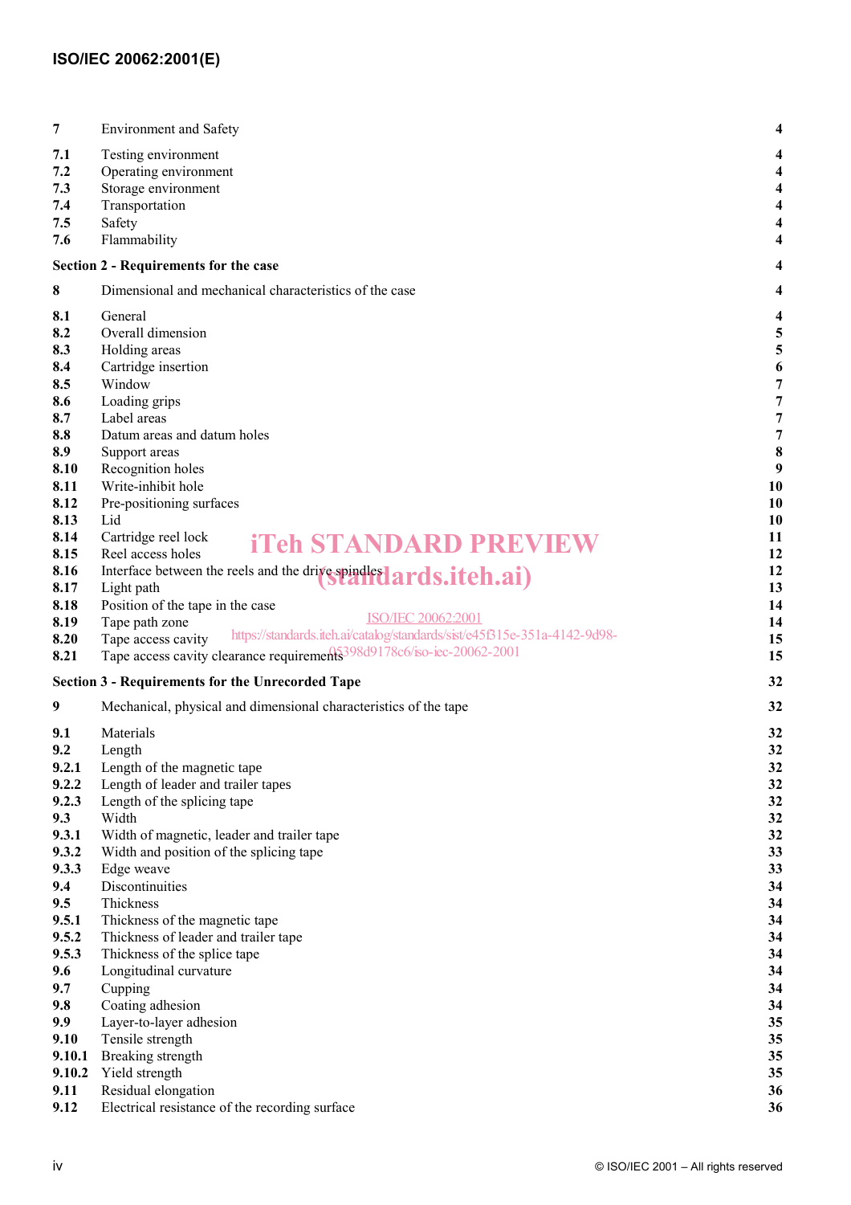| | | |
|---|---|---|
| **7** | Environment and Safety | **4** |
| **7.1** | Testing environment | **4** |
| **7.2** | Operating environment | **4** |
| **7.3** | Storage environment | **4** |
| **7.4** | Transportation | **4** |
| **7.5** | Safety | **4** |
| **7.6** | Flammability | **4** |
| **Section 2 - Requirements for the case** | | **4** |
| **8** | Dimensional and mechanical characteristics of the case | **4** |
| **8.1** | General | **4** |
| **8.2** | Overall dimension | **5** |
| **8.3** | Holding areas | **5** |
| **8.4** | Cartridge insertion | **6** |
| **8.5** | Window | **7** |
| **8.6** | Loading grips | **7** |
| **8.7** | Label areas | **7** |
| **8.8** | Datum areas and datum holes | **7** |
| **8.9** | Support areas | **8** |
| **8.10** | Recognition holes | **9** |
| **8.11** | Write-inhibit hole | **10** |
| **8.12** | Pre-positioning surfaces | **10** |
| **8.13** | Lid | **10** |
| **8.14** | Cartridge reel lock | **11** |
| **8.15** | Reel access holes | **12** |
| **8.16** | Interface between the reels and the drive spindles | **12** |
| **8.17** | Light path | **13** |
| **8.18** | Position of the tape in the case | **14** |
| **8.19** | Tape path zone | **14** |
| **8.20** | Tape access cavity | **15** |
| **8.21** | Tape access cavity clearance requirements | **15** |
| **Section 3 - Requirements for the Unrecorded Tape** | | **32** |
| **9** | Mechanical, physical and dimensional characteristics of the tape | **32** |
| **9.1** | Materials | **32** |
| **9.2** | Length | **32** |
| **9.2.1** | Length of the magnetic tape | **32** |
| **9.2.2** | Length of leader and trailer tapes | **32** |
| **9.2.3** | Length of the splicing tape | **32** |
| **9.3** | Width | **32** |
| **9.3.1** | Width of magnetic, leader and trailer tape | **32** |
| **9.3.2** | Width and position of the splicing tape | **33** |
| **9.3.3** | Edge weave | **33** |
| **9.4** | Discontinuities | **34** |
| **9.5** | Thickness | **34** |
| **9.5.1** | Thickness of the magnetic tape | **34** |
| **9.5.2** | Thickness of leader and trailer tape | **34** |
| **9.5.3** | Thickness of the splice tape | **34** |
| **9.6** | Longitudinal curvature | **34** |
| **9.7** | Cupping | **34** |
| **9.8** | Coating adhesion | **34** |
| **9.9** | Layer-to-layer adhesion | **35** |
| **9.10** | Tensile strength | **35** |
| **9.10.1** | Breaking strength | **35** |
| **9.10.2** | Yield strength | **35** |
| **9.11** | Residual elongation | **36** |
| **9.12** | Electrical resistance of the recording surface | **36** |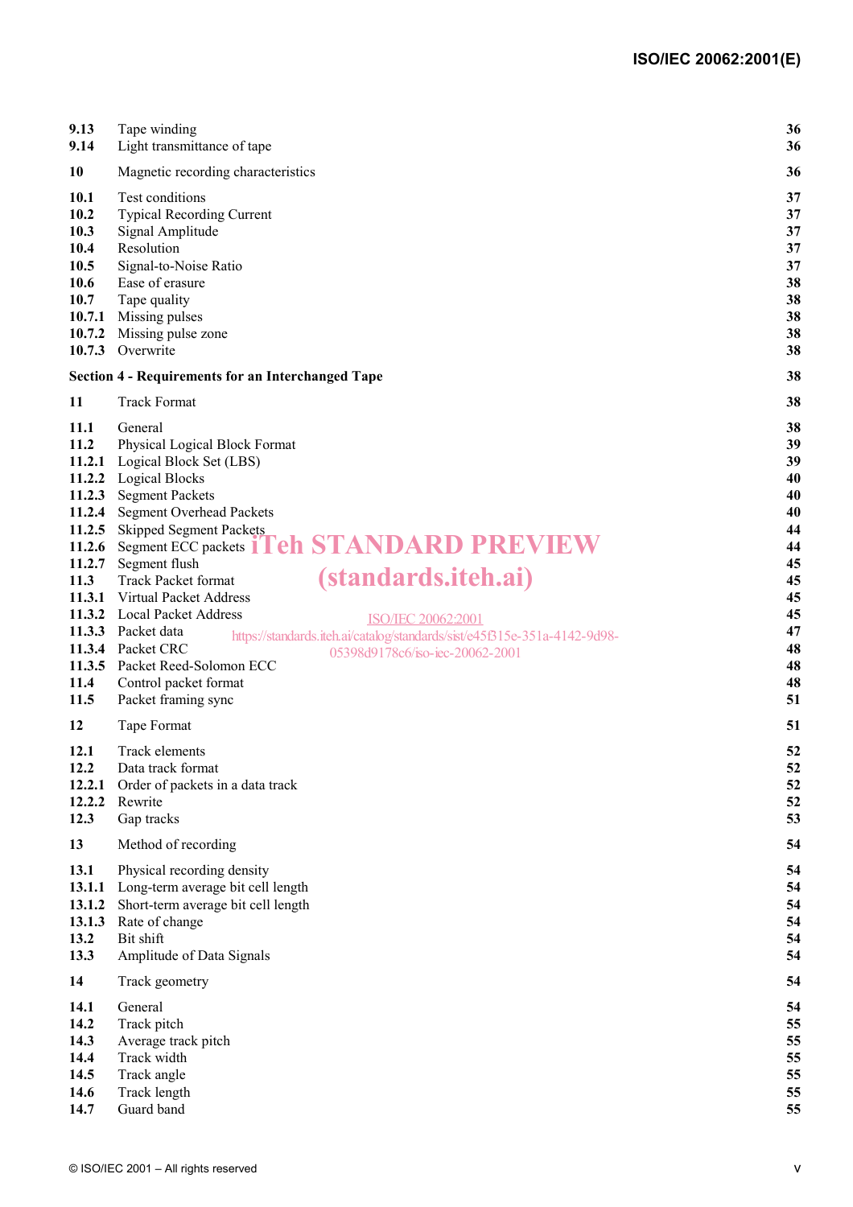| | | |
|---|---|---|
| **9.13** | Tape winding | **36** |
| **9.14** | Light transmittance of tape | **36** |
| **10** | Magnetic recording characteristics | **36** |
| **10.1** | Test conditions | **37** |
| **10.2** | Typical Recording Current | **37** |
| **10.3** | Signal Amplitude | **37** |
| **10.4** | Resolution | **37** |
| **10.5** | Signal-to-Noise Ratio | **37** |
| **10.6** | Ease of erasure | **38** |
| **10.7** | Tape quality | **38** |
| **10.7.1** | Missing pulses | **38** |
| **10.7.2** | Missing pulse zone | **38** |
| **10.7.3** | Overwrite | **38** |
| **Section 4 - Requirements for an Interchanged Tape** | | **38** |
| **11** | Track Format | **38** |
| **11.1** | General | **38** |
| **11.2** | Physical Logical Block Format | **39** |
| **11.2.1** | Logical Block Set (LBS) | **39** |
| **11.2.2** | Logical Blocks | **40** |
| **11.2.3** | Segment Packets | **40** |
| **11.2.4** | Segment Overhead Packets | **40** |
| **11.2.5** | Skipped Segment Packets | **44** |
| **11.2.6** | Segment ECC packets | **44** |
| **11.2.7** | Segment flush | **45** |
| **11.3** | Track Packet format | **45** |
| **11.3.1** | Virtual Packet Address | **45** |
| **11.3.2** | Local Packet Address | **45** |
| **11.3.3** | Packet data | **47** |
| **11.3.4** | Packet CRC | **48** |
| **11.3.5** | Packet Reed-Solomon ECC | **48** |
| **11.4** | Control packet format | **48** |
| **11.5** | Packet framing sync | **51** |
| **12** | Tape Format | **51** |
| **12.1** | Track elements | **52** |
| **12.2** | Data track format | **52** |
| **12.2.1** | Order of packets in a data track | **52** |
| **12.2.2** | Rewrite | **52** |
| **12.3** | Gap tracks | **53** |
| **13** | Method of recording | **54** |
| **13.1** | Physical recording density | **54** |
| **13.1.1** | Long-term average bit cell length | **54** |
| **13.1.2** | Short-term average bit cell length | **54** |
| **13.1.3** | Rate of change | **54** |
| **13.2** | Bit shift | **54** |
| **13.3** | Amplitude of Data Signals | **54** |
| **14** | Track geometry | **54** |
| **14.1** | General | **54** |
| **14.2** | Track pitch | **55** |
| **14.3** | Average track pitch | **55** |
| **14.4** | Track width | **55** |
| **14.5** | Track angle | **55** |
| **14.6** | Track length | **55** |
| **14.7** | Guard band | **55** |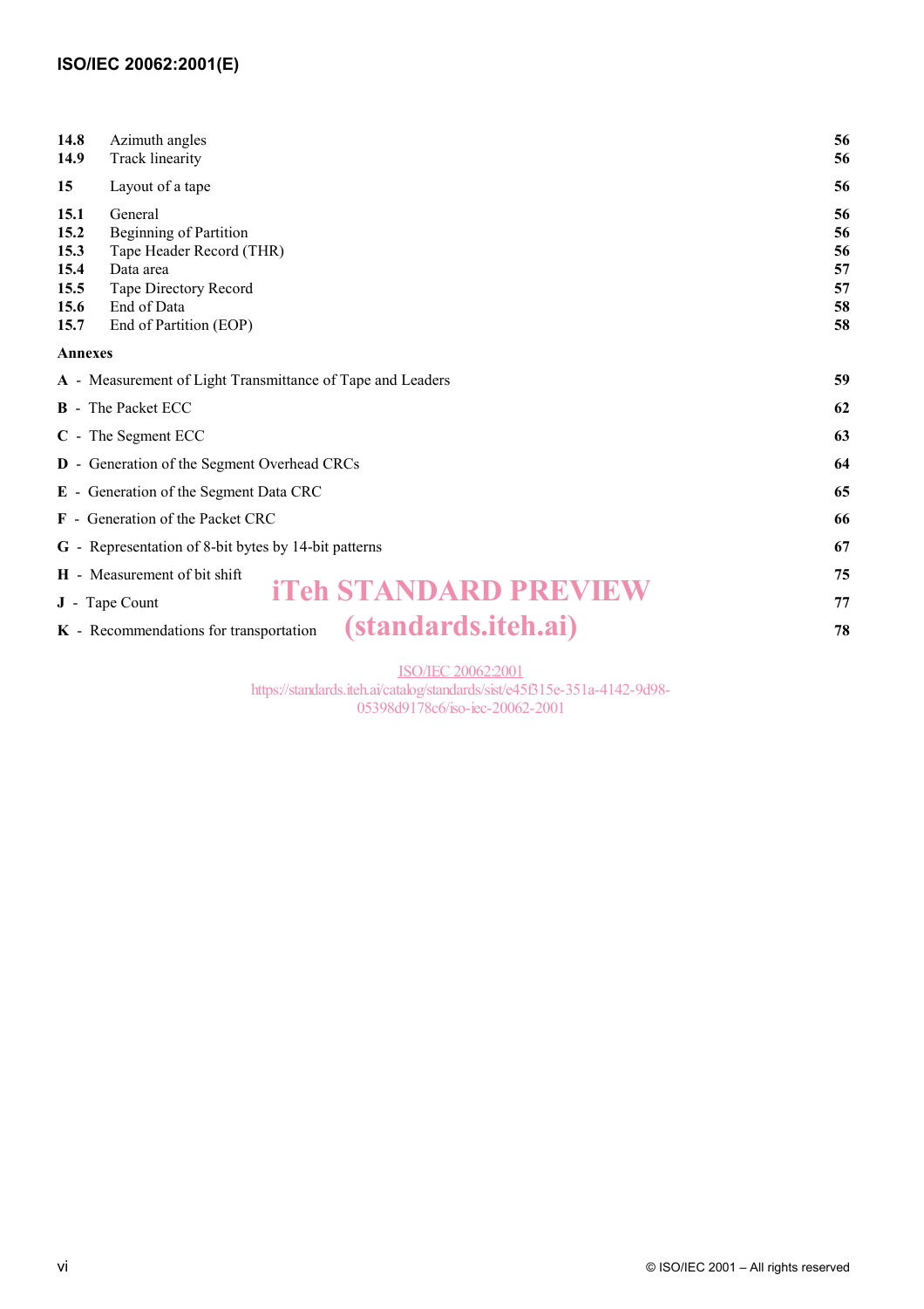| | | |
|---|---|---|
| **14.8** | Azimuth angles | **56** |
| **14.9** | Track linearity | **56** |
| **15** | Layout of a tape | **56** |
| **15.1** | General | **56** |
| **15.2** | Beginning of Partition | **56** |
| **15.3** | Tape Header Record (THR) | **56** |
| **15.4** | Data area | **57** |
| **15.5** | Tape Directory Record | **57** |
| **15.6** | End of Data | **58** |
| **15.7** | End of Partition (EOP) | **58** |

**Annexes**

| | |
|---|---|
| **A** - Measurement of Light Transmittance of Tape and Leaders | **59** |
| **B** - The Packet ECC | **62** |
| **C** - The Segment ECC | **63** |
| **D** - Generation of the Segment Overhead CRCs | **64** |
| **E** - Generation of the Segment Data CRC | **65** |
| **F** - Generation of the Packet CRC | **66** |
| **G** - Representation of 8-bit bytes by 14-bit patterns | **67** |
| **H** - Measurement of bit shift | **75** |
| **J** - Tape Count | **77** |
| **K** - Recommendations for transportation | **78** |

iTeh STANDARD PREVIEW
(standards.iteh.ai)

ISO/IEC 20062:2001
https://standards.iteh.ai/catalog/standards/sist/e45f315e-351a-4142-9d98-05398d9178c6/iso-iec-20062-2001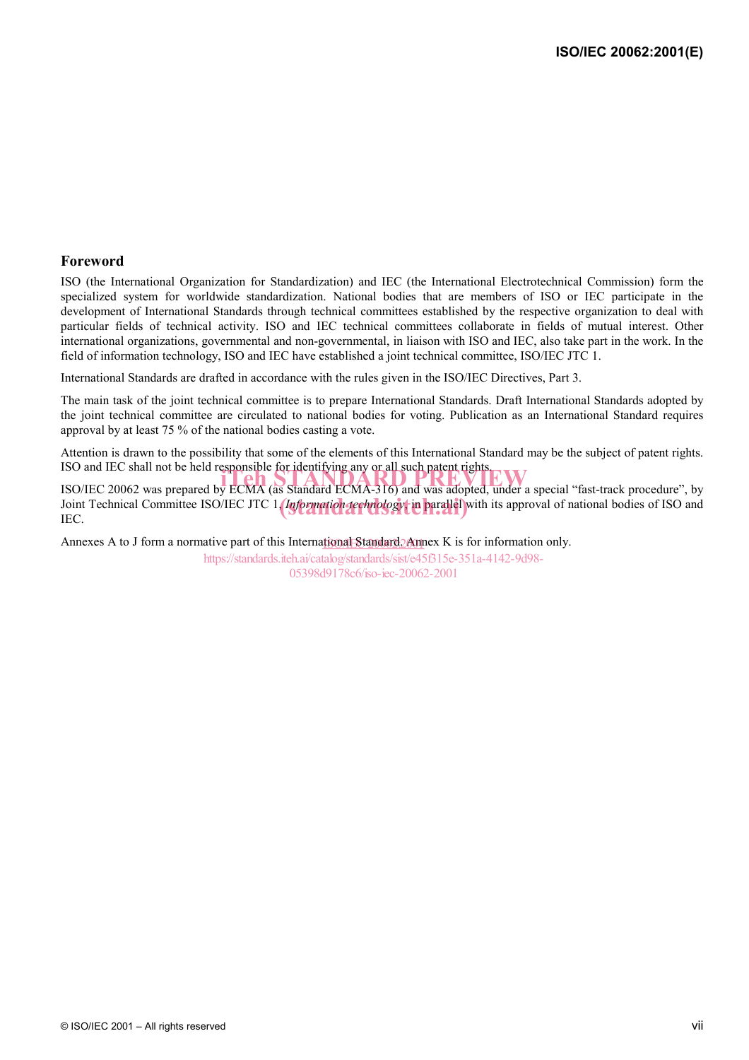## Foreword

ISO (the International Organization for Standardization) and IEC (the International Electrotechnical Commission) form the specialized system for worldwide standardization. National bodies that are members of ISO or IEC participate in the development of International Standards through technical committees established by the respective organization to deal with particular fields of technical activity. ISO and IEC technical committees collaborate in fields of mutual interest. Other international organizations, governmental and non-governmental, in liaison with ISO and IEC, also take part in the work. In the field of information technology, ISO and IEC have established a joint technical committee, ISO/IEC JTC 1.

International Standards are drafted in accordance with the rules given in the ISO/IEC Directives, Part 3.

The main task of the joint technical committee is to prepare International Standards. Draft International Standards adopted by the joint technical committee are circulated to national bodies for voting. Publication as an International Standard requires approval by at least 75 % of the national bodies casting a vote.

Attention is drawn to the possibility that some of the elements of this International Standard may be the subject of patent rights. ISO and IEC shall not be held responsible for identifying any or all such patent rights.

ISO/IEC 20062 was prepared by ECMA (as Standard ECMA-316) and was adopted, under a special "fast-track procedure", by Joint Technical Committee ISO/IEC JTC 1, *Information technology*, in parallel with its approval of national bodies of ISO and IEC.

Annexes A to J form a normative part of this International Standard. Annex K is for information only.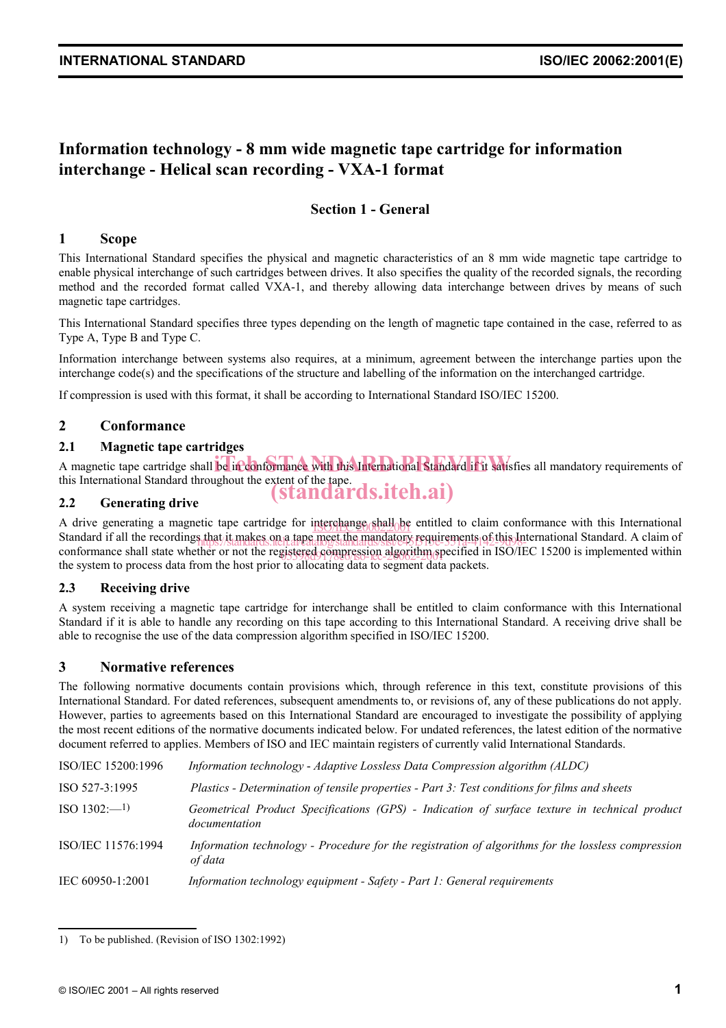# Information technology - 8 mm wide magnetic tape cartridge for information interchange - Helical scan recording - VXA-1 format

## Section 1 - General

## 1 Scope

This International Standard specifies the physical and magnetic characteristics of an 8 mm wide magnetic tape cartridge to enable physical interchange of such cartridges between drives. It also specifies the quality of the recorded signals, the recording method and the recorded format called VXA-1, and thereby allowing data interchange between drives by means of such magnetic tape cartridges.

This International Standard specifies three types depending on the length of magnetic tape contained in the case, referred to as Type A, Type B and Type C.

Information interchange between systems also requires, at a minimum, agreement between the interchange parties upon the interchange code(s) and the specifications of the structure and labelling of the information on the interchanged cartridge.

If compression is used with this format, it shall be according to International Standard ISO/IEC 15200.

## 2 Conformance

### 2.1 Magnetic tape cartridges

A magnetic tape cartridge shall be in conformance with this International Standard if it satisfies all mandatory requirements of this International Standard throughout the extent of the tape.

### 2.2 Generating drive

A drive generating a magnetic tape cartridge for interchange shall be entitled to claim conformance with this International Standard if all the recordings that it makes on a tape meet the mandatory requirements of this International Standard. A claim of conformance shall state whether or not the registered compression algorithm specified in ISO/IEC 15200 is implemented within the system to process data from the host prior to allocating data to segment data packets.

### 2.3 Receiving drive

A system receiving a magnetic tape cartridge for interchange shall be entitled to claim conformance with this International Standard if it is able to handle any recording on this tape according to this International Standard. A receiving drive shall be able to recognise the use of the data compression algorithm specified in ISO/IEC 15200.

## 3 Normative references

The following normative documents contain provisions which, through reference in this text, constitute provisions of this International Standard. For dated references, subsequent amendments to, or revisions of, any of these publications do not apply. However, parties to agreements based on this International Standard are encouraged to investigate the possibility of applying the most recent editions of the normative documents indicated below. For undated references, the latest edition of the normative document referred to applies. Members of ISO and IEC maintain registers of currently valid International Standards.

| | |
|---|---|
| ISO/IEC 15200:1996 | *Information technology - Adaptive Lossless Data Compression algorithm (ALDC)* |
| ISO 527-3:1995 | *Plastics - Determination of tensile properties - Part 3: Test conditions for films and sheets* |
| ISO 1302:—[1)] | *Geometrical Product Specifications (GPS) - Indication of surface texture in technical product documentation* |
| ISO/IEC 11576:1994 | *Information technology - Procedure for the registration of algorithms for the lossless compression of data* |
| IEC 60950-1:2001 | *Information technology equipment - Safety - Part 1: General requirements* |

1) To be published. (Revision of ISO 1302:1992)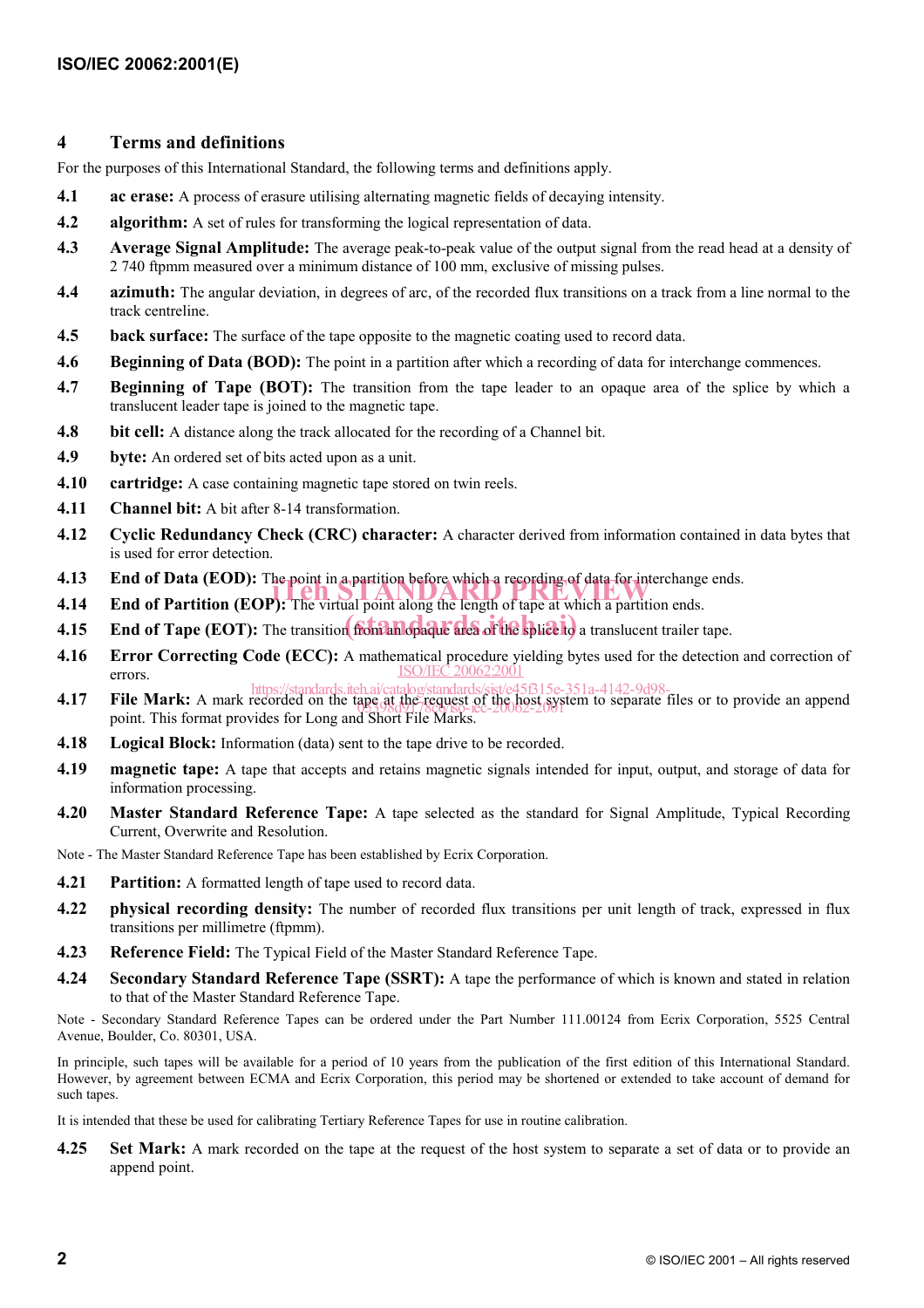## 4 Terms and definitions

For the purposes of this International Standard, the following terms and definitions apply.

**4.1 ac erase:** A process of erasure utilising alternating magnetic fields of decaying intensity.

**4.2 algorithm:** A set of rules for transforming the logical representation of data.

**4.3 Average Signal Amplitude:** The average peak-to-peak value of the output signal from the read head at a density of 2 740 ftpmm measured over a minimum distance of 100 mm, exclusive of missing pulses.

**4.4 azimuth:** The angular deviation, in degrees of arc, of the recorded flux transitions on a track from a line normal to the track centreline.

**4.5 back surface:** The surface of the tape opposite to the magnetic coating used to record data.

**4.6 Beginning of Data (BOD):** The point in a partition after which a recording of data for interchange commences.

**4.7 Beginning of Tape (BOT):** The transition from the tape leader to an opaque area of the splice by which a translucent leader tape is joined to the magnetic tape.

**4.8 bit cell:** A distance along the track allocated for the recording of a Channel bit.

**4.9 byte:** An ordered set of bits acted upon as a unit.

**4.10 cartridge:** A case containing magnetic tape stored on twin reels.

**4.11 Channel bit:** A bit after 8-14 transformation.

**4.12 Cyclic Redundancy Check (CRC) character:** A character derived from information contained in data bytes that is used for error detection.

**4.13 End of Data (EOD):** The point in a partition before which a recording of data for interchange ends.

**4.14 End of Partition (EOP):** The virtual point along the length of tape at which a partition ends.

**4.15 End of Tape (EOT):** The transition from an opaque area of the splice to a translucent trailer tape.

**4.16 Error Correcting Code (ECC):** A mathematical procedure yielding bytes used for the detection and correction of errors.

**4.17 File Mark:** A mark recorded on the tape at the request of the host system to separate files or to provide an append point. This format provides for Long and Short File Marks.

**4.18 Logical Block:** Information (data) sent to the tape drive to be recorded.

**4.19 magnetic tape:** A tape that accepts and retains magnetic signals intended for input, output, and storage of data for information processing.

**4.20 Master Standard Reference Tape:** A tape selected as the standard for Signal Amplitude, Typical Recording Current, Overwrite and Resolution.

Note - The Master Standard Reference Tape has been established by Ecrix Corporation.

**4.21 Partition:** A formatted length of tape used to record data.

**4.22 physical recording density:** The number of recorded flux transitions per unit length of track, expressed in flux transitions per millimetre (ftpmm).

**4.23 Reference Field:** The Typical Field of the Master Standard Reference Tape.

**4.24 Secondary Standard Reference Tape (SSRT):** A tape the performance of which is known and stated in relation to that of the Master Standard Reference Tape.

Note - Secondary Standard Reference Tapes can be ordered under the Part Number 111.00124 from Ecrix Corporation, 5525 Central Avenue, Boulder, Co. 80301, USA.

In principle, such tapes will be available for a period of 10 years from the publication of the first edition of this International Standard. However, by agreement between ECMA and Ecrix Corporation, this period may be shortened or extended to take account of demand for such tapes.

It is intended that these be used for calibrating Tertiary Reference Tapes for use in routine calibration.

**4.25 Set Mark:** A mark recorded on the tape at the request of the host system to separate a set of data or to provide an append point.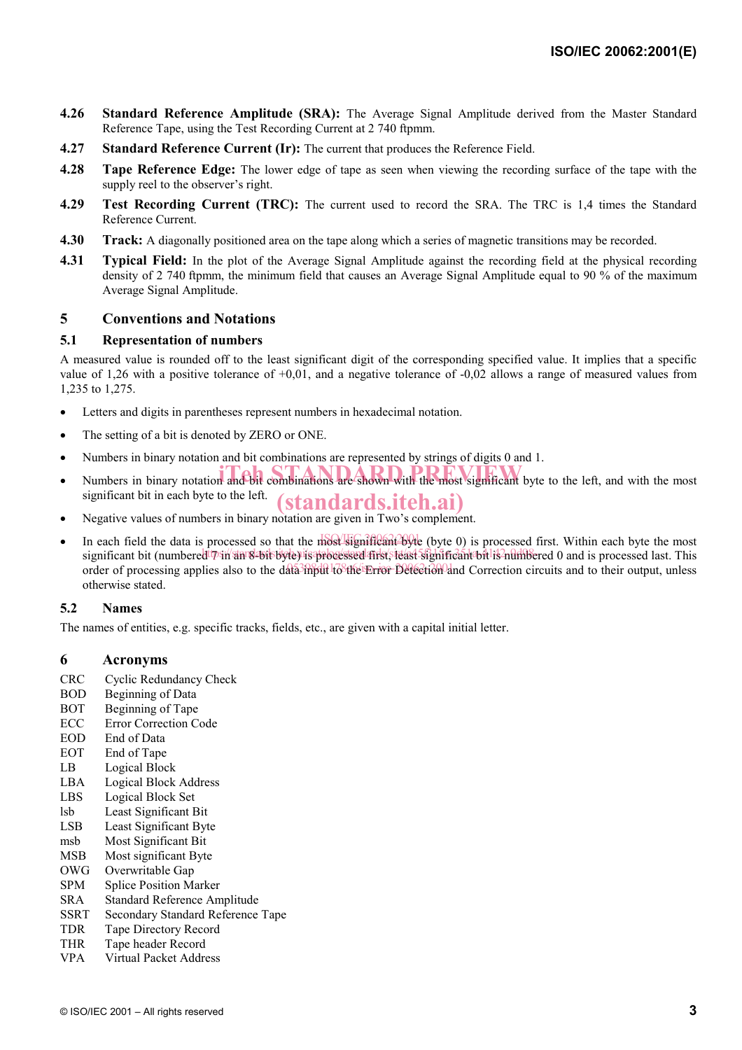**4.26 Standard Reference Amplitude (SRA):** The Average Signal Amplitude derived from the Master Standard Reference Tape, using the Test Recording Current at 2 740 ftpmm.

**4.27 Standard Reference Current (Ir):** The current that produces the Reference Field.

**4.28 Tape Reference Edge:** The lower edge of tape as seen when viewing the recording surface of the tape with the supply reel to the observer's right.

**4.29 Test Recording Current (TRC):** The current used to record the SRA. The TRC is 1,4 times the Standard Reference Current.

**4.30 Track:** A diagonally positioned area on the tape along which a series of magnetic transitions may be recorded.

**4.31 Typical Field:** In the plot of the Average Signal Amplitude against the recording field at the physical recording density of 2 740 ftpmm, the minimum field that causes an Average Signal Amplitude equal to 90 % of the maximum Average Signal Amplitude.

## 5 Conventions and Notations

### 5.1 Representation of numbers

A measured value is rounded off to the least significant digit of the corresponding specified value. It implies that a specific value of 1,26 with a positive tolerance of +0,01, and a negative tolerance of -0,02 allows a range of measured values from 1,235 to 1,275.

- Letters and digits in parentheses represent numbers in hexadecimal notation.
- The setting of a bit is denoted by ZERO or ONE.
- Numbers in binary notation and bit combinations are represented by strings of digits 0 and 1.
- Numbers in binary notation and bit combinations are shown with the most significant byte to the left, and with the most significant bit in each byte to the left.
- Negative values of numbers in binary notation are given in Two's complement.
- In each field the data is processed so that the most significant byte (byte 0) is processed first. Within each byte the most significant bit (numbered 7 in an 8-bit byte) is processed first, least significant bit is numbered 0 and is processed last. This order of processing applies also to the data input to the Error Detection and Correction circuits and to their output, unless otherwise stated.

### 5.2 Names

The names of entities, e.g. specific tracks, fields, etc., are given with a capital initial letter.

## 6 Acronyms

| | |
|---|---|
| CRC | Cyclic Redundancy Check |
| BOD | Beginning of Data |
| BOT | Beginning of Tape |
| ECC | Error Correction Code |
| EOD | End of Data |
| EOT | End of Tape |
| LB | Logical Block |
| LBA | Logical Block Address |
| LBS | Logical Block Set |
| lsb | Least Significant Bit |
| LSB | Least Significant Byte |
| msb | Most Significant Bit |
| MSB | Most significant Byte |
| OWG | Overwritable Gap |
| SPM | Splice Position Marker |
| SRA | Standard Reference Amplitude |
| SSRT | Secondary Standard Reference Tape |
| TDR | Tape Directory Record |
| THR | Tape header Record |
| VPA | Virtual Packet Address |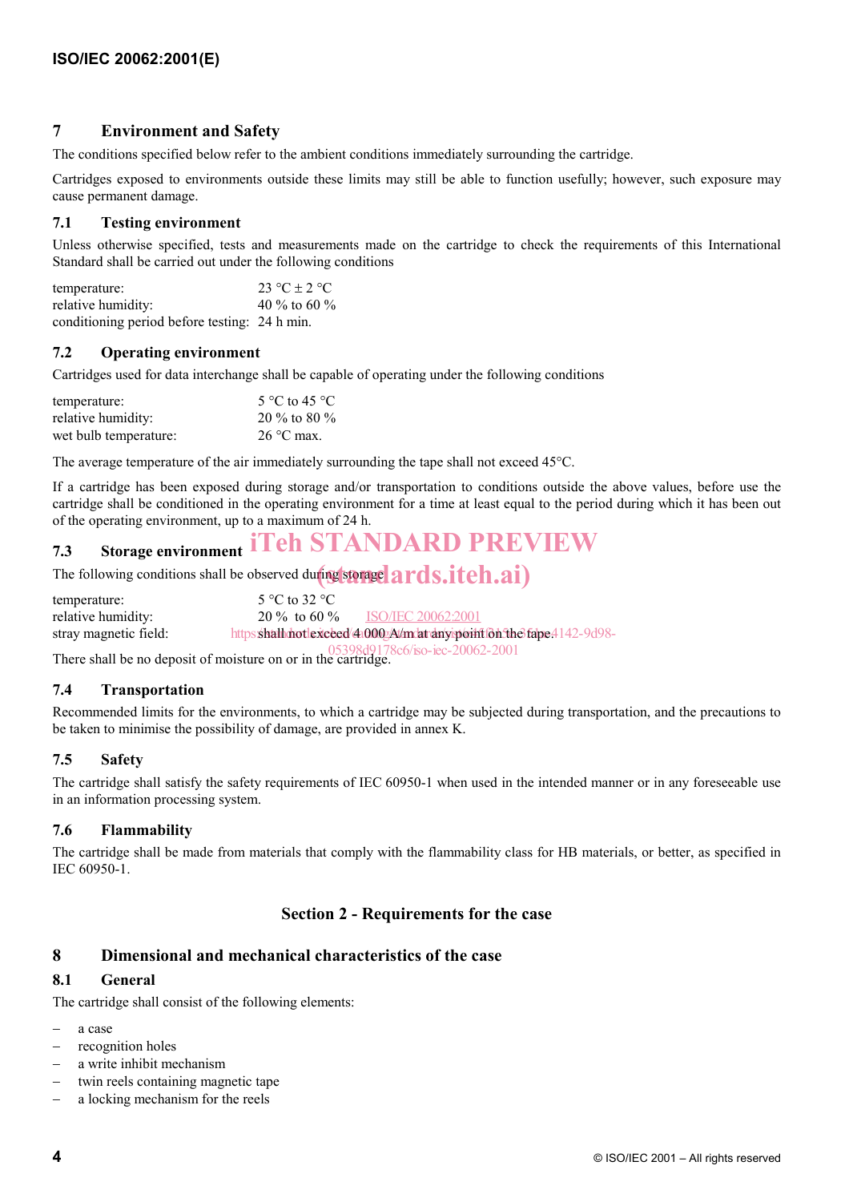## 7 Environment and Safety

The conditions specified below refer to the ambient conditions immediately surrounding the cartridge.

Cartridges exposed to environments outside these limits may still be able to function usefully; however, such exposure may cause permanent damage.

### 7.1 Testing environment

Unless otherwise specified, tests and measurements made on the cartridge to check the requirements of this International Standard shall be carried out under the following conditions

| | |
|---|---|
| temperature: | 23 °C ± 2 °C |
| relative humidity: | 40 % to 60 % |
| conditioning period before testing: | 24 h min. |

### 7.2 Operating environment

Cartridges used for data interchange shall be capable of operating under the following conditions

| | |
|---|---|
| temperature: | 5 °C to 45 °C |
| relative humidity: | 20 % to 80 % |
| wet bulb temperature: | 26 °C max. |

The average temperature of the air immediately surrounding the tape shall not exceed 45°C.

If a cartridge has been exposed during storage and/or transportation to conditions outside the above values, before use the cartridge shall be conditioned in the operating environment for a time at least equal to the period during which it has been out of the operating environment, up to a maximum of 24 h.

### 7.3 Storage environment

The following conditions shall be observed during storage

| | |
|---|---|
| temperature: | 5 °C to 32 °C |
| relative humidity: | 20 % to 60 % |
| stray magnetic field: | shall not exceed 4 000 A/m at any point on the tape. |

There shall be no deposit of moisture on or in the cartridge.

### 7.4 Transportation

Recommended limits for the environments, to which a cartridge may be subjected during transportation, and the precautions to be taken to minimise the possibility of damage, are provided in annex K.

### 7.5 Safety

The cartridge shall satisfy the safety requirements of IEC 60950-1 when used in the intended manner or in any foreseeable use in an information processing system.

### 7.6 Flammability

The cartridge shall be made from materials that comply with the flammability class for HB materials, or better, as specified in IEC 60950-1.

# Section 2 - Requirements for the case

## 8 Dimensional and mechanical characteristics of the case

### 8.1 General

The cartridge shall consist of the following elements:

- a case
- recognition holes
- a write inhibit mechanism
- twin reels containing magnetic tape
- a locking mechanism for the reels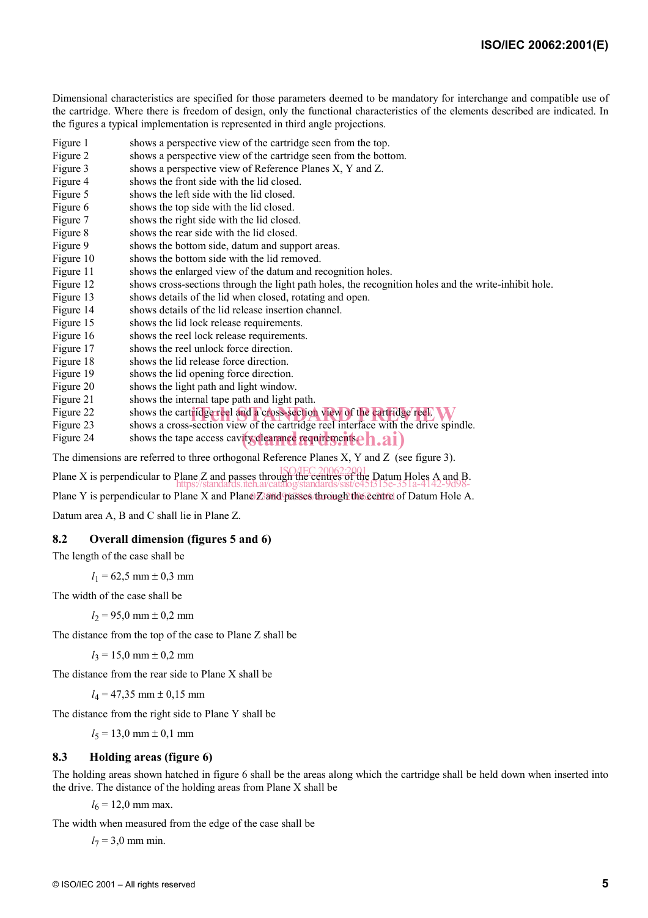Dimensional characteristics are specified for those parameters deemed to be mandatory for interchange and compatible use of the cartridge. Where there is freedom of design, only the functional characteristics of the elements described are indicated. In the figures a typical implementation is represented in third angle projections.

| | |
|---|---|
| Figure 1 | shows a perspective view of the cartridge seen from the top. |
| Figure 2 | shows a perspective view of the cartridge seen from the bottom. |
| Figure 3 | shows a perspective view of Reference Planes X, Y and Z. |
| Figure 4 | shows the front side with the lid closed. |
| Figure 5 | shows the left side with the lid closed. |
| Figure 6 | shows the top side with the lid closed. |
| Figure 7 | shows the right side with the lid closed. |
| Figure 8 | shows the rear side with the lid closed. |
| Figure 9 | shows the bottom side, datum and support areas. |
| Figure 10 | shows the bottom side with the lid removed. |
| Figure 11 | shows the enlarged view of the datum and recognition holes. |
| Figure 12 | shows cross-sections through the light path holes, the recognition holes and the write-inhibit hole. |
| Figure 13 | shows details of the lid when closed, rotating and open. |
| Figure 14 | shows details of the lid release insertion channel. |
| Figure 15 | shows the lid lock release requirements. |
| Figure 16 | shows the reel lock release requirements. |
| Figure 17 | shows the reel unlock force direction. |
| Figure 18 | shows the lid release force direction. |
| Figure 19 | shows the lid opening force direction. |
| Figure 20 | shows the light path and light window. |
| Figure 21 | shows the internal tape path and light path. |
| Figure 22 | shows the cartridge reel and a cross-section view of the cartridge reel. |
| Figure 23 | shows a cross-section view of the cartridge reel interface with the drive spindle. |
| Figure 24 | shows the tape access cavity clearance requirements. |

The dimensions are referred to three orthogonal Reference Planes X, Y and Z (see figure 3).

Plane X is perpendicular to Plane Z and passes through the centres of the Datum Holes A and B.

Plane Y is perpendicular to Plane X and Plane Z and passes through the centre of Datum Hole A.

Datum area A, B and C shall lie in Plane Z.

### 8.2 Overall dimension (figures 5 and 6)

The length of the case shall be

$l_1$ = 62,5 mm ± 0,3 mm

The width of the case shall be

$l_2$ = 95,0 mm ± 0,2 mm

The distance from the top of the case to Plane Z shall be

$l_3$ = 15,0 mm ± 0,2 mm

The distance from the rear side to Plane X shall be

$l_4$ = 47,35 mm ± 0,15 mm

The distance from the right side to Plane Y shall be

$l_5$ = 13,0 mm ± 0,1 mm

### 8.3 Holding areas (figure 6)

The holding areas shown hatched in figure 6 shall be the areas along which the cartridge shall be held down when inserted into the drive. The distance of the holding areas from Plane X shall be

$l_6$ = 12,0 mm max.

The width when measured from the edge of the case shall be

$l_7$ = 3,0 mm min.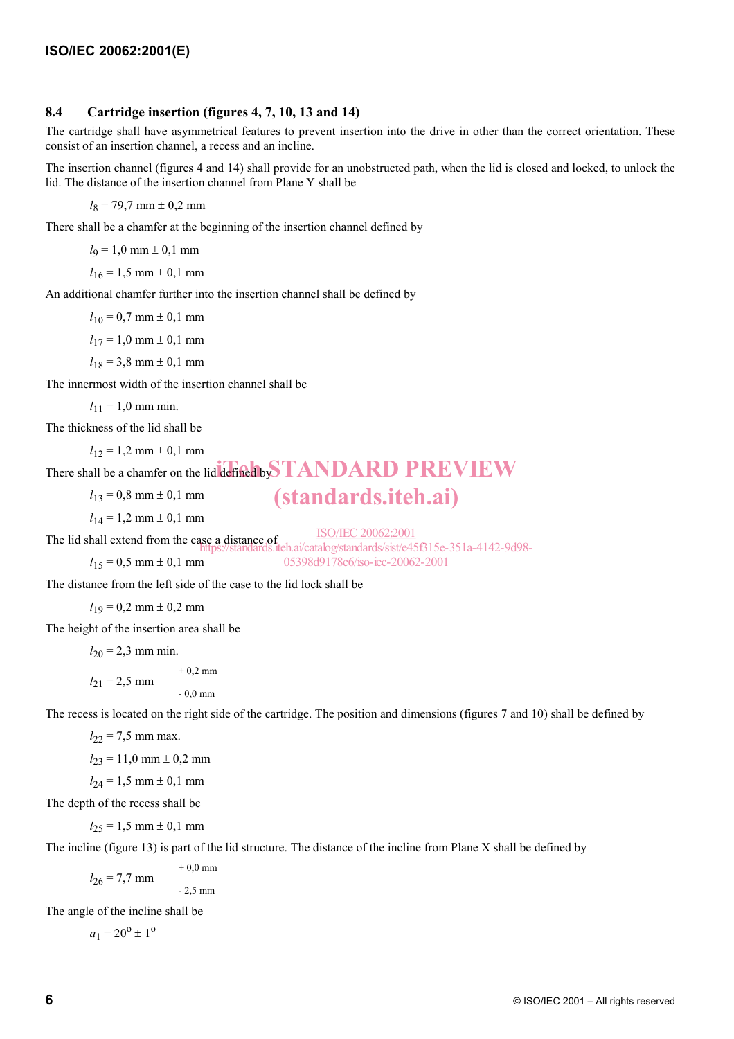### 8.4 Cartridge insertion (figures 4, 7, 10, 13 and 14)

The cartridge shall have asymmetrical features to prevent insertion into the drive in other than the correct orientation. These consist of an insertion channel, a recess and an incline.

The insertion channel (figures 4 and 14) shall provide for an unobstructed path, when the lid is closed and locked, to unlock the lid. The distance of the insertion channel from Plane Y shall be

$l_8$ = 79,7 mm ± 0,2 mm

There shall be a chamfer at the beginning of the insertion channel defined by

$l_9$ = 1,0 mm ± 0,1 mm

$l_{16}$ = 1,5 mm ± 0,1 mm

An additional chamfer further into the insertion channel shall be defined by

$l_{10}$ = 0,7 mm ± 0,1 mm

$l_{17}$ = 1,0 mm ± 0,1 mm

$l_{18}$ = 3,8 mm ± 0,1 mm

The innermost width of the insertion channel shall be

$l_{11}$ = 1,0 mm min.

The thickness of the lid shall be

$l_{12}$ = 1,2 mm ± 0,1 mm

There shall be a chamfer on the lid defined by

$l_{13}$ = 0,8 mm ± 0,1 mm

$l_{14}$ = 1,2 mm ± 0,1 mm

The lid shall extend from the case a distance of

$l_{15}$ = 0,5 mm ± 0,1 mm

The distance from the left side of the case to the lid lock shall be

$l_{19}$ = 0,2 mm ± 0,2 mm

The height of the insertion area shall be

$l_{20}$ = 2,3 mm min.

$l_{21}$ = 2,5 mm $^{+0,2\text{ mm}}_{-0,0\text{ mm}}$

The recess is located on the right side of the cartridge. The position and dimensions (figures 7 and 10) shall be defined by

$l_{22}$ = 7,5 mm max.

$l_{23}$ = 11,0 mm ± 0,2 mm

$l_{24}$ = 1,5 mm ± 0,1 mm

The depth of the recess shall be

$l_{25}$ = 1,5 mm ± 0,1 mm

The incline (figure 13) is part of the lid structure. The distance of the incline from Plane X shall be defined by

$l_{26}$ = 7,7 mm $^{+0,0\text{ mm}}_{-2,5\text{ mm}}$

The angle of the incline shall be

$a_1 = 20^{\circ} \pm 1^{\circ}$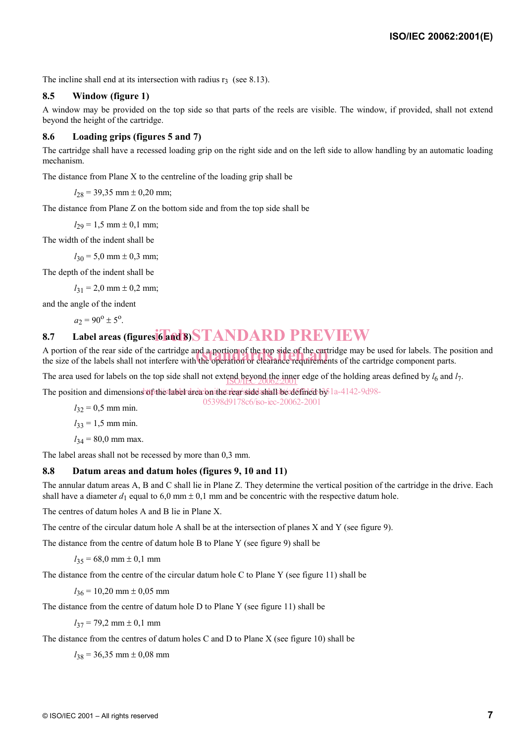The incline shall end at its intersection with radius $r_3$ (see 8.13).

### 8.5 Window (figure 1)

A window may be provided on the top side so that parts of the reels are visible. The window, if provided, shall not extend beyond the height of the cartridge.

### 8.6 Loading grips (figures 5 and 7)

The cartridge shall have a recessed loading grip on the right side and on the left side to allow handling by an automatic loading mechanism.

The distance from Plane X to the centreline of the loading grip shall be

$l_{28}$ = 39,35 mm ± 0,20 mm;

The distance from Plane Z on the bottom side and from the top side shall be

$l_{29}$ = 1,5 mm ± 0,1 mm;

The width of the indent shall be

$l_{30}$ = 5,0 mm ± 0,3 mm;

The depth of the indent shall be

$l_{31}$ = 2,0 mm ± 0,2 mm;

and the angle of the indent

$a_2 = 90^{\circ} \pm 5^{\circ}$.

### 8.7 Label areas (figures 6 and 8)

A portion of the rear side of the cartridge and a portion of the top side of the cartridge may be used for labels. The position and the size of the labels shall not interfere with the operation or clearance requirements of the cartridge component parts.

The area used for labels on the top side shall not extend beyond the inner edge of the holding areas defined by $l_6$ and $l_7$.

The position and dimensions of the label area on the rear side shall be defined by

$l_{32}$ = 0,5 mm min.

$l_{33}$ = 1,5 mm min.

$l_{34}$ = 80,0 mm max.

The label areas shall not be recessed by more than 0,3 mm.

### 8.8 Datum areas and datum holes (figures 9, 10 and 11)

The annular datum areas A, B and C shall lie in Plane Z. They determine the vertical position of the cartridge in the drive. Each shall have a diameter $d_1$ equal to 6,0 mm ± 0,1 mm and be concentric with the respective datum hole.

The centres of datum holes A and B lie in Plane X.

The centre of the circular datum hole A shall be at the intersection of planes X and Y (see figure 9).

The distance from the centre of datum hole B to Plane Y (see figure 9) shall be

$l_{35}$ = 68,0 mm ± 0,1 mm

The distance from the centre of the circular datum hole C to Plane Y (see figure 11) shall be

$l_{36}$ = 10,20 mm ± 0,05 mm

The distance from the centre of datum hole D to Plane Y (see figure 11) shall be

$l_{37}$ = 79,2 mm ± 0,1 mm

The distance from the centres of datum holes C and D to Plane X (see figure 10) shall be

$l_{38}$ = 36,35 mm ± 0,08 mm